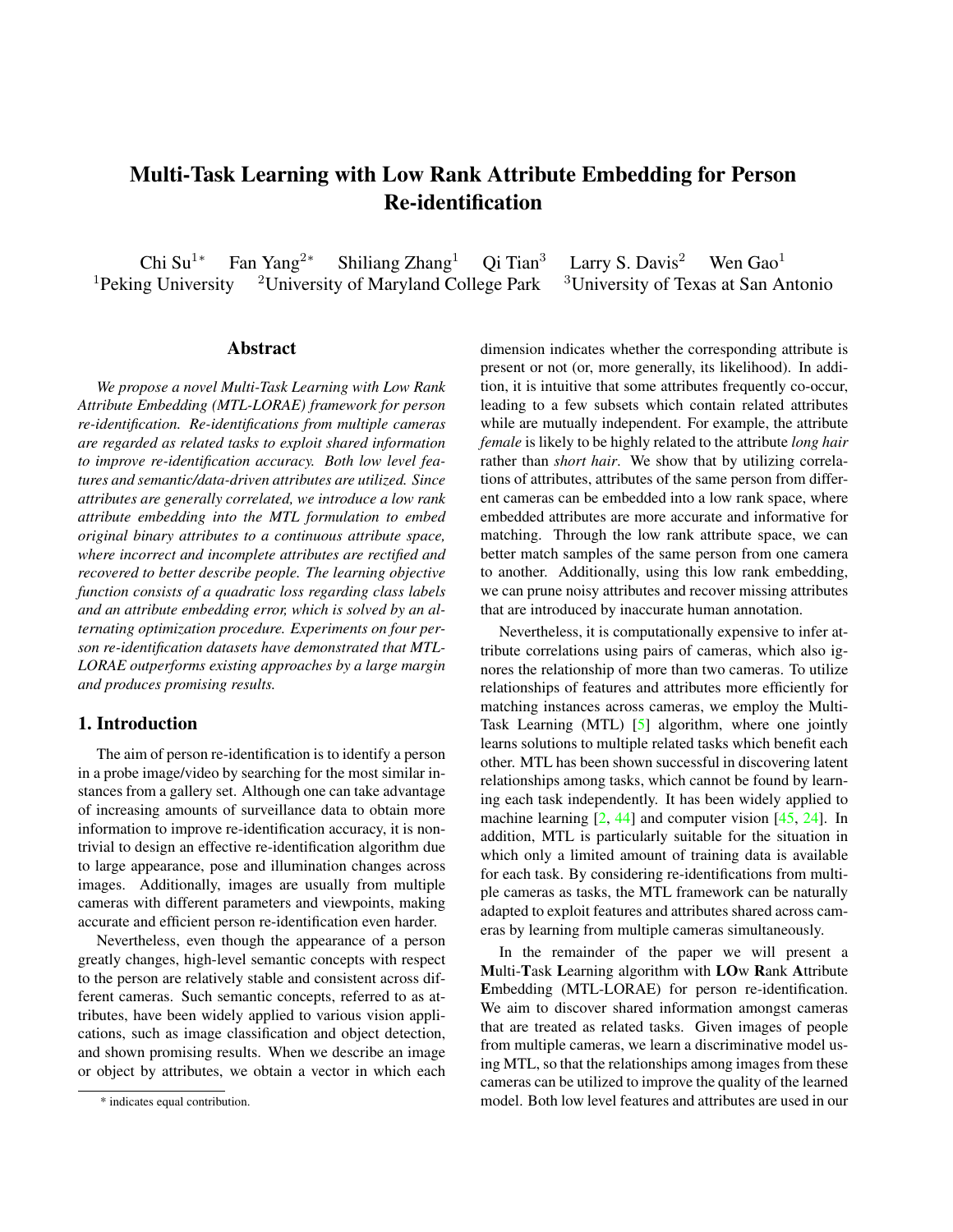# Multi-Task Learning with Low Rank Attribute Embedding for Person Re-identification

Chi Su[1*] Fan Yang[2*] Shiliang Zhang[1] Qi Tian[3] Larry S. Davis[2] Wen Gao[1]

[1]Peking University [2]University of Maryland College Park [3]University of Texas at San Antonio

## Abstract

*We propose a novel Multi-Task Learning with Low Rank Attribute Embedding (MTL-LORAE) framework for person re-identification. Re-identifications from multiple cameras are regarded as related tasks to exploit shared information to improve re-identification accuracy. Both low level features and semantic/data-driven attributes are utilized. Since attributes are generally correlated, we introduce a low rank attribute embedding into the MTL formulation to embed original binary attributes to a continuous attribute space, where incorrect and incomplete attributes are rectified and recovered to better describe people. The learning objective function consists of a quadratic loss regarding class labels and an attribute embedding error, which is solved by an alternating optimization procedure. Experiments on four person re-identification datasets have demonstrated that MTL-LORAE outperforms existing approaches by a large margin and produces promising results.*

## 1. Introduction

The aim of person re-identification is to identify a person in a probe image/video by searching for the most similar instances from a gallery set. Although one can take advantage of increasing amounts of surveillance data to obtain more information to improve re-identification accuracy, it is non-trivial to design an effective re-identification algorithm due to large appearance, pose and illumination changes across images. Additionally, images are usually from multiple cameras with different parameters and viewpoints, making accurate and efficient person re-identification even harder.

Nevertheless, even though the appearance of a person greatly changes, high-level semantic concepts with respect to the person are relatively stable and consistent across different cameras. Such semantic concepts, referred to as attributes, have been widely applied to various vision applications, such as image classification and object detection, and shown promising results. When we describe an image or object by attributes, we obtain a vector in which each dimension indicates whether the corresponding attribute is present or not (or, more generally, its likelihood). In addition, it is intuitive that some attributes frequently co-occur, leading to a few subsets which contain related attributes while are mutually independent. For example, the attribute *female* is likely to be highly related to the attribute *long hair* rather than *short hair*. We show that by utilizing correlations of attributes, attributes of the same person from different cameras can be embedded into a low rank space, where embedded attributes are more accurate and informative for matching. Through the low rank attribute space, we can better match samples of the same person from one camera to another. Additionally, using this low rank embedding, we can prune noisy attributes and recover missing attributes that are introduced by inaccurate human annotation.

Nevertheless, it is computationally expensive to infer attribute correlations using pairs of cameras, which also ignores the relationship of more than two cameras. To utilize relationships of features and attributes more efficiently for matching instances across cameras, we employ the Multi-Task Learning (MTL) [5] algorithm, where one jointly learns solutions to multiple related tasks which benefit each other. MTL has been shown successful in discovering latent relationships among tasks, which cannot be found by learning each task independently. It has been widely applied to machine learning [2, 44] and computer vision [45, 24]. In addition, MTL is particularly suitable for the situation in which only a limited amount of training data is available for each task. By considering re-identifications from multiple cameras as tasks, the MTL framework can be naturally adapted to exploit features and attributes shared across cameras by learning from multiple cameras simultaneously.

In the remainder of the paper we will present a **M**ulti-**T**ask **L**earning algorithm with **LO**w **R**ank **A**ttribute **E**mbedding (MTL-LORAE) for person re-identification. We aim to discover shared information amongst cameras that are treated as related tasks. Given images of people from multiple cameras, we learn a discriminative model using MTL, so that the relationships among images from these cameras can be utilized to improve the quality of the learned model. Both low level features and attributes are used in our

* indicates equal contribution.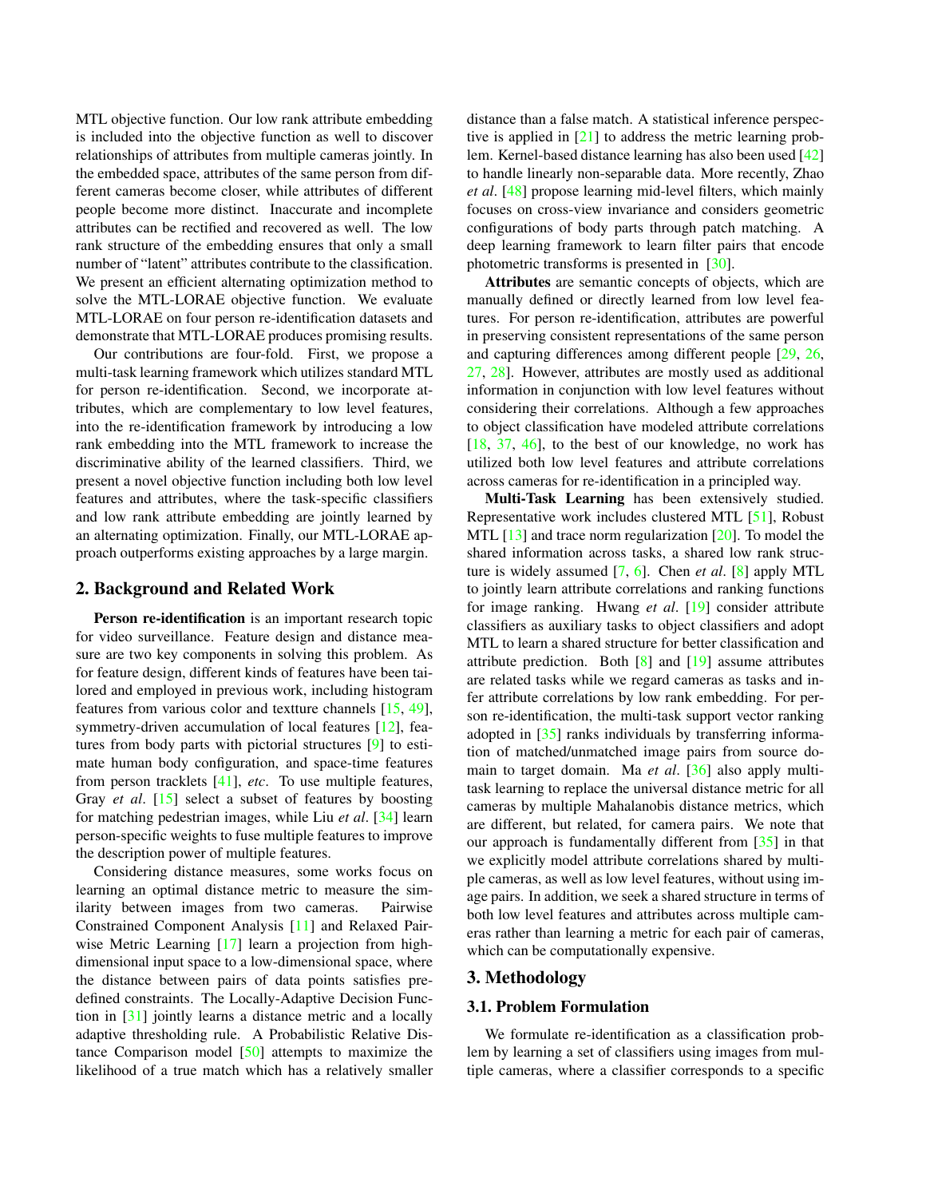MTL objective function. Our low rank attribute embedding is included into the objective function as well to discover relationships of attributes from multiple cameras jointly. In the embedded space, attributes of the same person from different cameras become closer, while attributes of different people become more distinct. Inaccurate and incomplete attributes can be rectified and recovered as well. The low rank structure of the embedding ensures that only a small number of "latent" attributes contribute to the classification. We present an efficient alternating optimization method to solve the MTL-LORAE objective function. We evaluate MTL-LORAE on four person re-identification datasets and demonstrate that MTL-LORAE produces promising results.

Our contributions are four-fold. First, we propose a multi-task learning framework which utilizes standard MTL for person re-identification. Second, we incorporate attributes, which are complementary to low level features, into the re-identification framework by introducing a low rank embedding into the MTL framework to increase the discriminative ability of the learned classifiers. Third, we present a novel objective function including both low level features and attributes, where the task-specific classifiers and low rank attribute embedding are jointly learned by an alternating optimization. Finally, our MTL-LORAE approach outperforms existing approaches by a large margin.

## 2. Background and Related Work

**Person re-identification** is an important research topic for video surveillance. Feature design and distance measure are two key components in solving this problem. As for feature design, different kinds of features have been tailored and employed in previous work, including histogram features from various color and textture channels [15, 49], symmetry-driven accumulation of local features [12], features from body parts with pictorial structures [9] to estimate human body configuration, and space-time features from person tracklets [41], *etc*. To use multiple features, Gray *et al*. [15] select a subset of features by boosting for matching pedestrian images, while Liu *et al*. [34] learn person-specific weights to fuse multiple features to improve the description power of multiple features.

Considering distance measures, some works focus on learning an optimal distance metric to measure the similarity between images from two cameras. Pairwise Constrained Component Analysis [11] and Relaxed Pairwise Metric Learning [17] learn a projection from high-dimensional input space to a low-dimensional space, where the distance between pairs of data points satisfies pre-defined constraints. The Locally-Adaptive Decision Function in [31] jointly learns a distance metric and a locally adaptive thresholding rule. A Probabilistic Relative Distance Comparison model [50] attempts to maximize the likelihood of a true match which has a relatively smaller distance than a false match. A statistical inference perspective is applied in [21] to address the metric learning problem. Kernel-based distance learning has also been used [42] to handle linearly non-separable data. More recently, Zhao *et al*. [48] propose learning mid-level filters, which mainly focuses on cross-view invariance and considers geometric configurations of body parts through patch matching. A deep learning framework to learn filter pairs that encode photometric transforms is presented in [30].

**Attributes** are semantic concepts of objects, which are manually defined or directly learned from low level features. For person re-identification, attributes are powerful in preserving consistent representations of the same person and capturing differences among different people [29, 26, 27, 28]. However, attributes are mostly used as additional information in conjunction with low level features without considering their correlations. Although a few approaches to object classification have modeled attribute correlations [18, 37, 46], to the best of our knowledge, no work has utilized both low level features and attribute correlations across cameras for re-identification in a principled way.

**Multi-Task Learning** has been extensively studied. Representative work includes clustered MTL [51], Robust MTL [13] and trace norm regularization [20]. To model the shared information across tasks, a shared low rank structure is widely assumed [7, 6]. Chen *et al*. [8] apply MTL to jointly learn attribute correlations and ranking functions for image ranking. Hwang *et al*. [19] consider attribute classifiers as auxiliary tasks to object classifiers and adopt MTL to learn a shared structure for better classification and attribute prediction. Both [8] and [19] assume attributes are related tasks while we regard cameras as tasks and infer attribute correlations by low rank embedding. For person re-identification, the multi-task support vector ranking adopted in [35] ranks individuals by transferring information of matched/unmatched image pairs from source domain to target domain. Ma *et al*. [36] also apply multi-task learning to replace the universal distance metric for all cameras by multiple Mahalanobis distance metrics, which are different, but related, for camera pairs. We note that our approach is fundamentally different from [35] in that we explicitly model attribute correlations shared by multiple cameras, as well as low level features, without using image pairs. In addition, we seek a shared structure in terms of both low level features and attributes across multiple cameras rather than learning a metric for each pair of cameras, which can be computationally expensive.

## 3. Methodology

### 3.1. Problem Formulation

We formulate re-identification as a classification problem by learning a set of classifiers using images from multiple cameras, where a classifier corresponds to a specific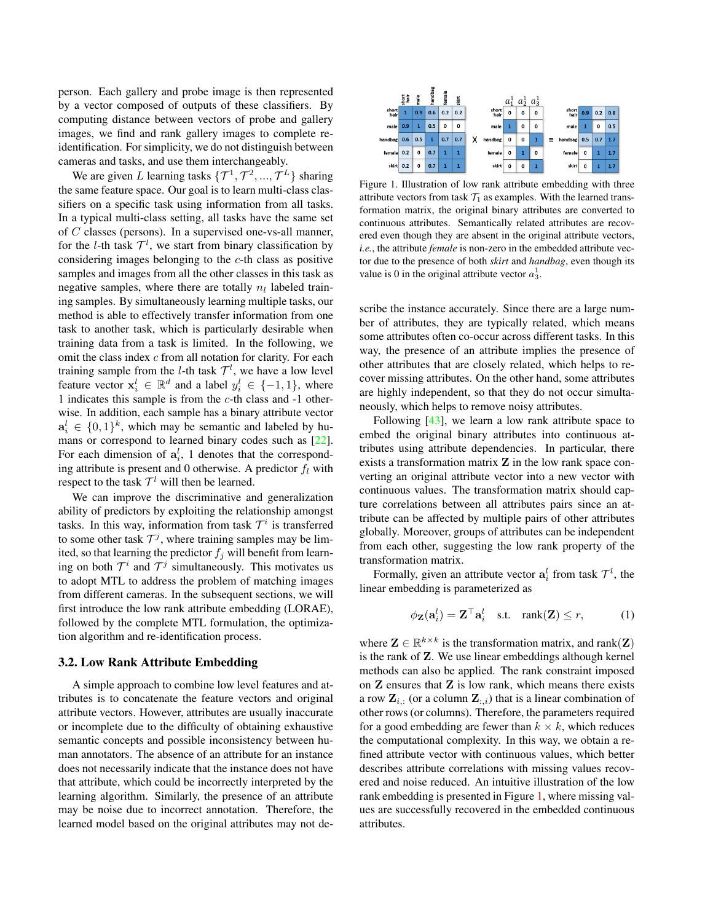person. Each gallery and probe image is then represented by a vector composed of outputs of these classifiers. By computing distance between vectors of probe and gallery images, we find and rank gallery images to complete re-identification. For simplicity, we do not distinguish between cameras and tasks, and use them interchangeably.

We are given $L$ learning tasks $\{\mathcal{T}^1, \mathcal{T}^2, ..., \mathcal{T}^L\}$ sharing the same feature space. Our goal is to learn multi-class classifiers on a specific task using information from all tasks. In a typical multi-class setting, all tasks have the same set of $C$ classes (persons). In a supervised one-vs-all manner, for the $l$-th task $\mathcal{T}^l$, we start from binary classification by considering images belonging to the $c$-th class as positive samples and images from all the other classes in this task as negative samples, where there are totally $n_l$ labeled training samples. By simultaneously learning multiple tasks, our method is able to effectively transfer information from one task to another task, which is particularly desirable when training data from a task is limited. In the following, we omit the class index $c$ from all notation for clarity. For each training sample from the $l$-th task $\mathcal{T}^l$, we have a low level feature vector $\mathbf{x}_i^l \in \mathbb{R}^d$ and a label $y_i^l \in \{-1, 1\}$, where 1 indicates this sample is from the $c$-th class and -1 otherwise. In addition, each sample has a binary attribute vector $\mathbf{a}_i^l \in \{0, 1\}^k$, which may be semantic and labeled by humans or correspond to learned binary codes such as [22]. For each dimension of $\mathbf{a}_i^l$, 1 denotes that the corresponding attribute is present and 0 otherwise. A predictor $f_l$ with respect to the task $\mathcal{T}^l$ will then be learned.

We can improve the discriminative and generalization ability of predictors by exploiting the relationship amongst tasks. In this way, information from task $\mathcal{T}^i$ is transferred to some other task $\mathcal{T}^j$, where training samples may be limited, so that the predictor $f_j$ will benefit from learning on both $\mathcal{T}^i$ and $\mathcal{T}^j$ simultaneously. This motivates us to adopt MTL to address the problem of matching images from different cameras. In the subsequent sections, we will first introduce the low rank attribute embedding (LORAE), followed by the complete MTL formulation, the optimization algorithm and re-identification process.

### 3.2. Low Rank Attribute Embedding

A simple approach to combine low level features and attributes is to concatenate the feature vectors and original attribute vectors. However, attributes are usually inaccurate or incomplete due to the difficulty of obtaining exhaustive semantic concepts and possible inconsistency between human annotators. The absence of an attribute for an instance does not necessarily indicate that the instance does not have that attribute, which could be incorrectly interpreted by the learning algorithm. Similarly, the presence of an attribute may be noise due to incorrect annotation. Therefore, the learned model based on the original attributes may not describe the instance accurately. Since there are a large number of attributes, they are typically related, which means some attributes often co-occur across different tasks. In this way, the presence of an attribute implies the presence of other attributes that are closely related, which helps to recover missing attributes. On the other hand, some attributes are highly independent, so that they do not occur simultaneously, which helps to remove noisy attributes.

Figure 1. Illustration of low rank attribute embedding with three attribute vectors from task $\mathcal{T}_1$ as examples. With the learned transformation matrix, the original binary attributes are converted to continuous attributes. Semantically related attributes are recovered even though they are absent in the original attribute vectors, *i.e.*, the attribute *female* is non-zero in the embedded attribute vector due to the presence of both *skirt* and *handbag*, even though its value is 0 in the original attribute vector $a_3^1$.

Following [43], we learn a low rank attribute space to embed the original binary attributes into continuous attributes using attribute dependencies. In particular, there exists a transformation matrix $\mathbf{Z}$ in the low rank space converting an original attribute vector into a new vector with continuous values. The transformation matrix should capture correlations between all attributes pairs since an attribute can be affected by multiple pairs of other attributes globally. Moreover, groups of attributes can be independent from each other, suggesting the low rank property of the transformation matrix.

Formally, given an attribute vector $\mathbf{a}_i^l$ from task $\mathcal{T}^l$, the linear embedding is parameterized as

$$\phi_{\mathbf{Z}}(\mathbf{a}_i^l) = \mathbf{Z}^\top \mathbf{a}_i^l \quad \text{s.t.} \quad \text{rank}(\mathbf{Z}) \leq r, \tag{1}$$

where $\mathbf{Z} \in \mathbb{R}^{k \times k}$ is the transformation matrix, and rank($\mathbf{Z}$) is the rank of $\mathbf{Z}$. We use linear embeddings although kernel methods can also be applied. The rank constraint imposed on $\mathbf{Z}$ ensures that $\mathbf{Z}$ is low rank, which means there exists a row $\mathbf{Z}_{i,:}$ (or a column $\mathbf{Z}_{:,i}$) that is a linear combination of other rows (or columns). Therefore, the parameters required for a good embedding are fewer than $k \times k$, which reduces the computational complexity. In this way, we obtain a refined attribute vector with continuous values, which better describes attribute correlations with missing values recovered and noise reduced. An intuitive illustration of the low rank embedding is presented in Figure 1, where missing values are successfully recovered in the embedded continuous attributes.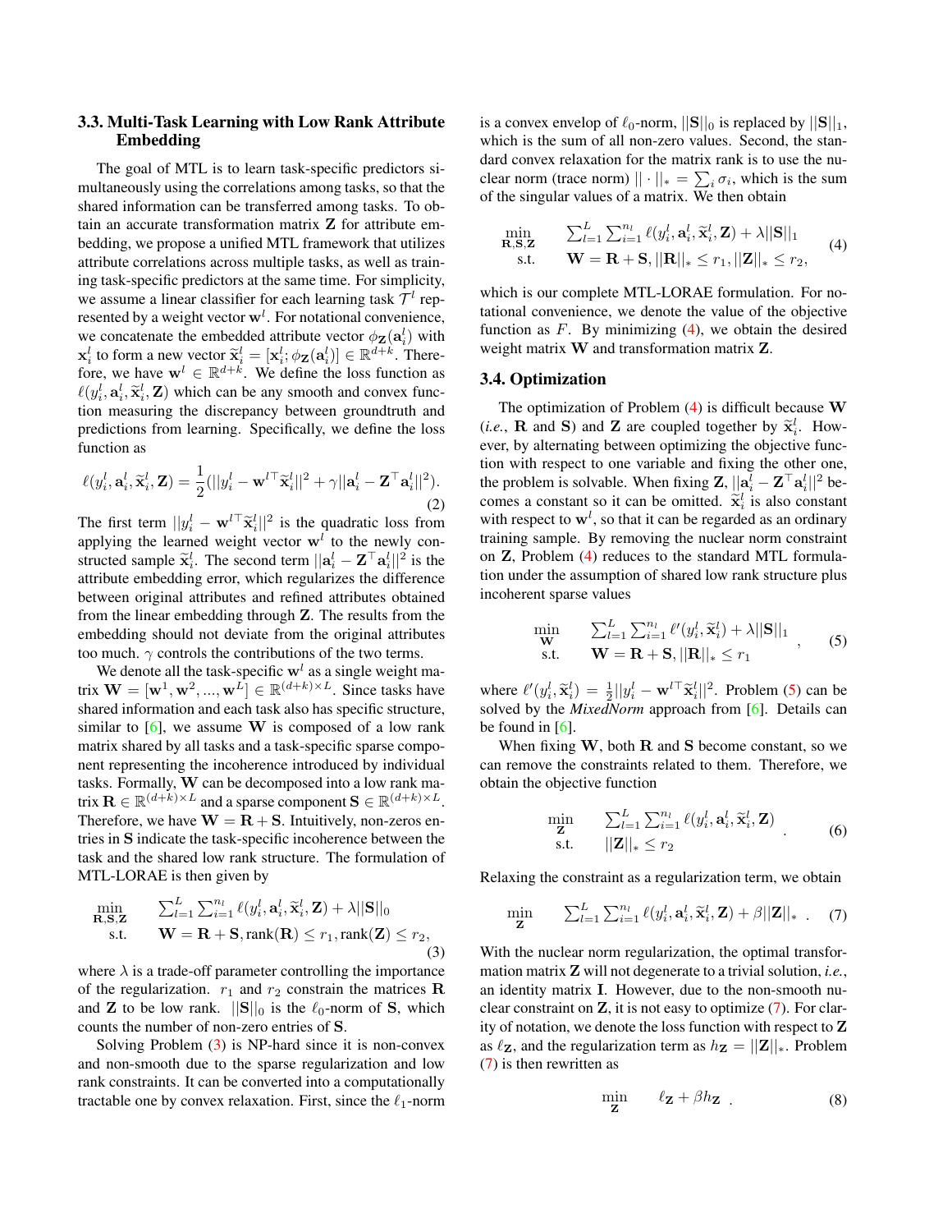### 3.3. Multi-Task Learning with Low Rank Attribute Embedding

The goal of MTL is to learn task-specific predictors simultaneously using the correlations among tasks, so that the shared information can be transferred among tasks. To obtain an accurate transformation matrix $\mathbf{Z}$ for attribute embedding, we propose a unified MTL framework that utilizes attribute correlations across multiple tasks, as well as training task-specific predictors at the same time. For simplicity, we assume a linear classifier for each learning task $\mathcal{T}^l$ represented by a weight vector $\mathbf{w}^l$. For notational convenience, we concatenate the embedded attribute vector $\phi_{\mathbf{Z}}(\mathbf{a}_i^l)$ with $\mathbf{x}_i^l$ to form a new vector $\widetilde{\mathbf{x}}_i^l = [\mathbf{x}_i^l; \phi_{\mathbf{Z}}(\mathbf{a}_i^l)] \in \mathbb{R}^{d+k}$. Therefore, we have $\mathbf{w}^l \in \mathbb{R}^{d+k}$. We define the loss function as $\ell(y_i^l, \mathbf{a}_i^l, \widetilde{\mathbf{x}}_i^l, \mathbf{Z})$ which can be any smooth and convex function measuring the discrepancy between groundtruth and predictions from learning. Specifically, we define the loss function as

$$\ell(y_i^l, \mathbf{a}_i^l, \widetilde{\mathbf{x}}_i^l, \mathbf{Z}) = \frac{1}{2}(||y_i^l - \mathbf{w}^{l\top}\widetilde{\mathbf{x}}_i^l||^2 + \gamma||\mathbf{a}_i^l - \mathbf{Z}^\top \mathbf{a}_i^l||^2). \tag{2}$$

The first term $||y_i^l - \mathbf{w}^{l\top}\widetilde{\mathbf{x}}_i^l||^2$ is the quadratic loss from applying the learned weight vector $\mathbf{w}^l$ to the newly constructed sample $\widetilde{\mathbf{x}}_i^l$. The second term $||\mathbf{a}_i^l - \mathbf{Z}^\top \mathbf{a}_i^l||^2$ is the attribute embedding error, which regularizes the difference between original attributes and refined attributes obtained from the linear embedding through $\mathbf{Z}$. The results from the embedding should not deviate from the original attributes too much. $\gamma$ controls the contributions of the two terms.

We denote all the task-specific $\mathbf{w}^l$ as a single weight matrix $\mathbf{W} = [\mathbf{w}^1, \mathbf{w}^2, ..., \mathbf{w}^L] \in \mathbb{R}^{(d+k)\times L}$. Since tasks have shared information and each task also has specific structure, similar to [6], we assume $\mathbf{W}$ is composed of a low rank matrix shared by all tasks and a task-specific sparse component representing the incoherence introduced by individual tasks. Formally, $\mathbf{W}$ can be decomposed into a low rank matrix $\mathbf{R} \in \mathbb{R}^{(d+k)\times L}$ and a sparse component $\mathbf{S} \in \mathbb{R}^{(d+k)\times L}$. Therefore, we have $\mathbf{W} = \mathbf{R} + \mathbf{S}$. Intuitively, non-zeros entries in $\mathbf{S}$ indicate the task-specific incoherence between the task and the shared low rank structure. The formulation of MTL-LORAE is then given by

$$\begin{aligned} \min_{\mathbf{R},\mathbf{S},\mathbf{Z}} \quad & \textstyle\sum_{l=1}^{L}\sum_{i=1}^{n_l} \ell(y_i^l, \mathbf{a}_i^l, \widetilde{\mathbf{x}}_i^l, \mathbf{Z}) + \lambda||\mathbf{S}||_0 \\ \text{s.t.} \quad & \mathbf{W} = \mathbf{R} + \mathbf{S}, \text{rank}(\mathbf{R}) \leq r_1, \text{rank}(\mathbf{Z}) \leq r_2, \end{aligned} \tag{3}$$

where $\lambda$ is a trade-off parameter controlling the importance of the regularization. $r_1$ and $r_2$ constrain the matrices $\mathbf{R}$ and $\mathbf{Z}$ to be low rank. $||\mathbf{S}||_0$ is the $\ell_0$-norm of $\mathbf{S}$, which counts the number of non-zero entries of $\mathbf{S}$.

Solving Problem (3) is NP-hard since it is non-convex and non-smooth due to the sparse regularization and low rank constraints. It can be converted into a computationally tractable one by convex relaxation. First, since the $\ell_1$-norm is a convex envelop of $\ell_0$-norm, $||\mathbf{S}||_0$ is replaced by $||\mathbf{S}||_1$, which is the sum of all non-zero values. Second, the standard convex relaxation for the matrix rank is to use the nuclear norm (trace norm) $||\cdot||_* = \sum_i \sigma_i$, which is the sum of the singular values of a matrix. We then obtain

$$\begin{aligned} \min_{\mathbf{R},\mathbf{S},\mathbf{Z}} \quad & \textstyle\sum_{l=1}^{L}\sum_{i=1}^{n_l} \ell(y_i^l, \mathbf{a}_i^l, \widetilde{\mathbf{x}}_i^l, \mathbf{Z}) + \lambda||\mathbf{S}||_1 \\ \text{s.t.} \quad & \mathbf{W} = \mathbf{R} + \mathbf{S}, ||\mathbf{R}||_* \leq r_1, ||\mathbf{Z}||_* \leq r_2, \end{aligned} \tag{4}$$

which is our complete MTL-LORAE formulation. For notational convenience, we denote the value of the objective function as $F$. By minimizing (4), we obtain the desired weight matrix $\mathbf{W}$ and transformation matrix $\mathbf{Z}$.

### 3.4. Optimization

The optimization of Problem (4) is difficult because $\mathbf{W}$ (*i.e.*, $\mathbf{R}$ and $\mathbf{S}$) and $\mathbf{Z}$ are coupled together by $\widetilde{\mathbf{x}}_i^l$. However, by alternating between optimizing the objective function with respect to one variable and fixing the other one, the problem is solvable. When fixing $\mathbf{Z}$, $||\mathbf{a}_i^l - \mathbf{Z}^\top \mathbf{a}_i^l||^2$ becomes a constant so it can be omitted. $\widetilde{\mathbf{x}}_i^l$ is also constant with respect to $\mathbf{w}^l$, so that it can be regarded as an ordinary training sample. By removing the nuclear norm constraint on $\mathbf{Z}$, Problem (4) reduces to the standard MTL formulation under the assumption of shared low rank structure plus incoherent sparse values

$$\begin{aligned} \min_{\mathbf{W}} \quad & \textstyle\sum_{l=1}^{L}\sum_{i=1}^{n_l} \ell'(y_i^l, \widetilde{\mathbf{x}}_i^l) + \lambda||\mathbf{S}||_1 \\ \text{s.t.} \quad & \mathbf{W} = \mathbf{R} + \mathbf{S}, ||\mathbf{R}||_* \leq r_1 \end{aligned} \quad , \tag{5}$$

where $\ell'(y_i^l, \widetilde{\mathbf{x}}_i^l) = \frac{1}{2}||y_i^l - \mathbf{w}^{l\top}\widetilde{\mathbf{x}}_i^l||^2$. Problem (5) can be solved by the *MixedNorm* approach from [6]. Details can be found in [6].

When fixing $\mathbf{W}$, both $\mathbf{R}$ and $\mathbf{S}$ become constant, so we can remove the constraints related to them. Therefore, we obtain the objective function

$$\begin{aligned} \min_{\mathbf{Z}} \quad & \textstyle\sum_{l=1}^{L}\sum_{i=1}^{n_l} \ell(y_i^l, \mathbf{a}_i^l, \widetilde{\mathbf{x}}_i^l, \mathbf{Z}) \\ \text{s.t.} \quad & ||\mathbf{Z}||_* \leq r_2 \end{aligned} \quad . \tag{6}$$

Relaxing the constraint as a regularization term, we obtain

$$\min_{\mathbf{Z}} \quad \textstyle\sum_{l=1}^{L}\sum_{i=1}^{n_l} \ell(y_i^l, \mathbf{a}_i^l, \widetilde{\mathbf{x}}_i^l, \mathbf{Z}) + \beta||\mathbf{Z}||_* \ . \tag{7}$$

With the nuclear norm regularization, the optimal transformation matrix $\mathbf{Z}$ will not degenerate to a trivial solution, *i.e.*, an identity matrix $\mathbf{I}$. However, due to the non-smooth nuclear constraint on $\mathbf{Z}$, it is not easy to optimize (7). For clarity of notation, we denote the loss function with respect to $\mathbf{Z}$ as $\ell_{\mathbf{Z}}$, and the regularization term as $h_{\mathbf{Z}} = ||\mathbf{Z}||_*$. Problem (7) is then rewritten as

$$\min_{\mathbf{Z}} \quad \ell_{\mathbf{Z}} + \beta h_{\mathbf{Z}} \ . \tag{8}$$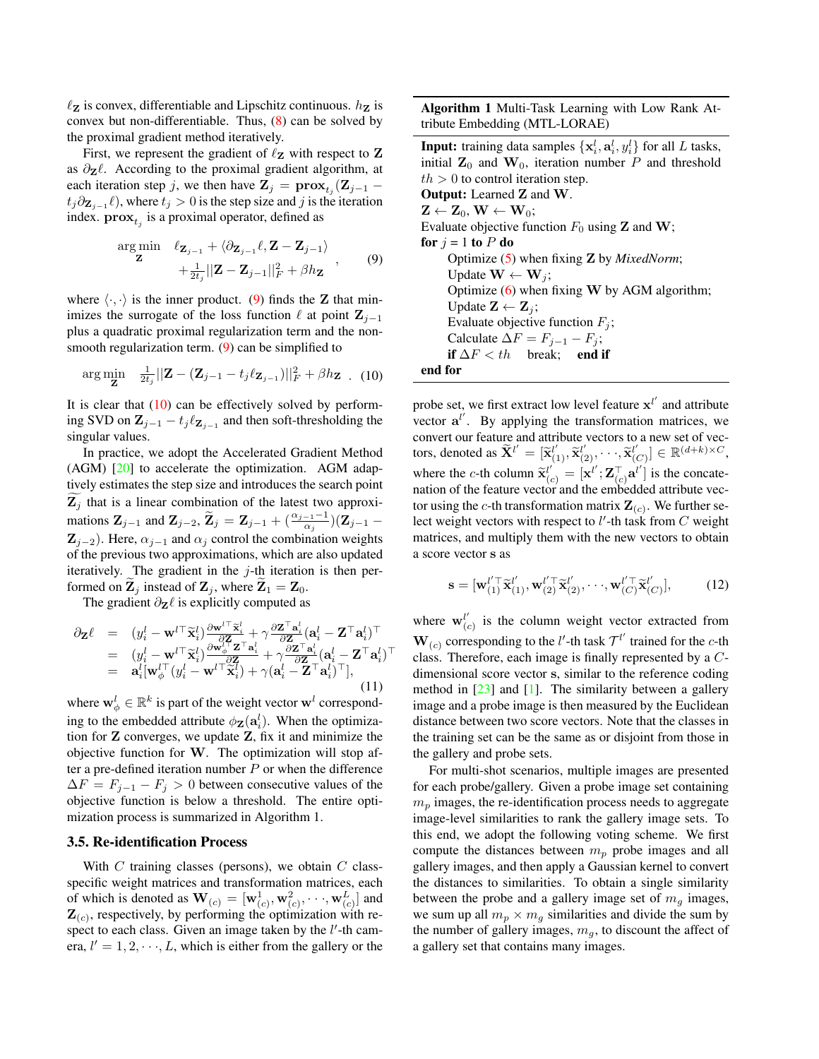$\ell_{\mathbf{Z}}$ is convex, differentiable and Lipschitz continuous. $h_{\mathbf{Z}}$ is convex but non-differentiable. Thus, (8) can be solved by the proximal gradient method iteratively.

First, we represent the gradient of $\ell_{\mathbf{Z}}$ with respect to $\mathbf{Z}$ as $\partial_{\mathbf{Z}}\ell$. According to the proximal gradient algorithm, at each iteration step $j$, we then have $\mathbf{Z}_j = \mathbf{prox}_{t_j}(\mathbf{Z}_{j-1} - t_j\partial_{\mathbf{Z}_{j-1}}\ell)$, where $t_j > 0$ is the step size and $j$ is the iteration index. $\mathbf{prox}_{t_j}$ is a proximal operator, defined as

$$\arg\min_{\mathbf{Z}} \quad \begin{array}{l} \ell_{\mathbf{Z}_{j-1}} + \langle \partial_{\mathbf{Z}_{j-1}}\ell, \mathbf{Z} - \mathbf{Z}_{j-1}\rangle \\ + \frac{1}{2t_j}||\mathbf{Z} - \mathbf{Z}_{j-1}||_F^2 + \beta h_{\mathbf{Z}} \end{array} , \tag{9}$$

where $\langle \cdot, \cdot \rangle$ is the inner product. (9) finds the $\mathbf{Z}$ that minimizes the surrogate of the loss function $\ell$ at point $\mathbf{Z}_{j-1}$ plus a quadratic proximal regularization term and the non-smooth regularization term. (9) can be simplified to

$$\arg\min_{\mathbf{Z}} \quad \frac{1}{2t_j}||\mathbf{Z} - (\mathbf{Z}_{j-1} - t_j\ell_{\mathbf{Z}_{j-1}})||_F^2 + \beta h_{\mathbf{Z}} \ . \tag{10}$$

It is clear that (10) can be effectively solved by performing SVD on $\mathbf{Z}_{j-1} - t_j\ell_{\mathbf{Z}_{j-1}}$ and then soft-thresholding the singular values.

In practice, we adopt the Accelerated Gradient Method (AGM) [20] to accelerate the optimization. AGM adaptively estimates the step size and introduces the search point $\widetilde{\mathbf{Z}}_j$ that is a linear combination of the latest two approximations $\mathbf{Z}_{j-1}$ and $\mathbf{Z}_{j-2}$, $\widetilde{\mathbf{Z}}_j = \mathbf{Z}_{j-1} + (\frac{\alpha_{j-1}-1}{\alpha_j})(\mathbf{Z}_{j-1} - \mathbf{Z}_{j-2})$. Here, $\alpha_{j-1}$ and $\alpha_j$ control the combination weights of the previous two approximations, which are also updated iteratively. The gradient in the $j$-th iteration is then performed on $\widetilde{\mathbf{Z}}_j$ instead of $\mathbf{Z}_j$, where $\widetilde{\mathbf{Z}}_1 = \mathbf{Z}_0$.

The gradient $\partial_{\mathbf{Z}}\ell$ is explicitly computed as

$$\begin{aligned} \partial_{\mathbf{Z}}\ell &= (y_i^l - \mathbf{w}^{l\top}\widetilde{\mathbf{x}}_i^l)\frac{\partial \mathbf{w}^{l\top}\widetilde{\mathbf{x}}_i^l}{\partial \mathbf{Z}} + \gamma\frac{\partial \mathbf{Z}^\top \mathbf{a}_i^l}{\partial \mathbf{Z}}(\mathbf{a}_i^l - \mathbf{Z}^\top \mathbf{a}_i^l)^\top \\ &= (y_i^l - \mathbf{w}^{l\top}\widetilde{\mathbf{x}}_i^l)\frac{\partial \mathbf{w}_\phi^{l\top}\mathbf{Z}^\top \mathbf{a}_i^l}{\partial \mathbf{Z}} + \gamma\frac{\partial \mathbf{Z}^\top \mathbf{a}_i^l}{\partial \mathbf{Z}}(\mathbf{a}_i^l - \mathbf{Z}^\top \mathbf{a}_i^l)^\top \\ &= \mathbf{a}_i^l[\mathbf{w}_\phi^{l\top}(y_i^l - \mathbf{w}^{l\top}\widetilde{\mathbf{x}}_i^l) + \gamma(\mathbf{a}_i^l - \mathbf{Z}^\top \mathbf{a}_i^l)^\top], \end{aligned} \tag{11}$$

where $\mathbf{w}_\phi^l \in \mathbb{R}^k$ is part of the weight vector $\mathbf{w}^l$ corresponding to the embedded attribute $\phi_{\mathbf{Z}}(\mathbf{a}_i^l)$. When the optimization for $\mathbf{Z}$ converges, we update $\mathbf{Z}$, fix it and minimize the objective function for $\mathbf{W}$. The optimization will stop after a pre-defined iteration number $P$ or when the difference $\Delta F = F_{j-1} - F_j > 0$ between consecutive values of the objective function is below a threshold. The entire optimization process is summarized in Algorithm 1.

### 3.5. Re-identification Process

With $C$ training classes (persons), we obtain $C$ class-specific weight matrices and transformation matrices, each of which is denoted as $\mathbf{W}_{(c)} = [\mathbf{w}_{(c)}^1, \mathbf{w}_{(c)}^2, \cdots, \mathbf{w}_{(c)}^L]$ and $\mathbf{Z}_{(c)}$, respectively, by performing the optimization with respect to each class. Given an image taken by the $l'$-th camera, $l' = 1, 2, \cdots, L$, which is either from the gallery or the probe set, we first extract low level feature $\mathbf{x}^{l'}$ and attribute vector $\mathbf{a}^{l'}$. By applying the transformation matrices, we convert our feature and attribute vectors to a new set of vectors, denoted as $\widetilde{\mathbf{X}}^{l'} = [\widetilde{\mathbf{x}}_{(1)}^{l'}, \widetilde{\mathbf{x}}_{(2)}^{l'}, \cdots, \widetilde{\mathbf{x}}_{(C)}^{l'}] \in \mathbb{R}^{(d+k)\times C}$, where the $c$-th column $\widetilde{\mathbf{x}}_{(c)}^{l'} = [\mathbf{x}^{l'}; \mathbf{Z}_{(c)}^\top \mathbf{a}^{l'}]$ is the concatenation of the feature vector and the embedded attribute vector using the $c$-th transformation matrix $\mathbf{Z}_{(c)}$. We further select weight vectors with respect to $l'$-th task from $C$ weight matrices, and multiply them with the new vectors to obtain a score vector $\mathbf{s}$ as

$$\mathbf{s} = [\mathbf{w}_{(1)}^{l'\top}\widetilde{\mathbf{x}}_{(1)}^{l'}, \mathbf{w}_{(2)}^{l'\top}\widetilde{\mathbf{x}}_{(2)}^{l'}, \cdots, \mathbf{w}_{(C)}^{l'\top}\widetilde{\mathbf{x}}_{(C)}^{l'}], \tag{12}$$

where $\mathbf{w}_{(c)}^{l'}$ is the column weight vector extracted from $\mathbf{W}_{(c)}$ corresponding to the $l'$-th task $\mathcal{T}^{l'}$ trained for the $c$-th class. Therefore, each image is finally represented by a $C$-dimensional score vector $\mathbf{s}$, similar to the reference coding method in [23] and [1]. The similarity between a gallery image and a probe image is then measured by the Euclidean distance between two score vectors. Note that the classes in the training set can be the same as or disjoint from those in the gallery and probe sets.

For multi-shot scenarios, multiple images are presented for each probe/gallery. Given a probe image set containing $m_p$ images, the re-identification process needs to aggregate image-level similarities to rank the gallery image sets. To this end, we adopt the following voting scheme. We first compute the distances between $m_p$ probe images and all gallery images, and then apply a Gaussian kernel to convert the distances to similarities. To obtain a single similarity between the probe and a gallery image set of $m_g$ images, we sum up all $m_p \times m_g$ similarities and divide the sum by the number of gallery images, $m_g$, to discount the affect of a gallery set that contains many images.

---

**Algorithm 1** Multi-Task Learning with Low Rank Attribute Embedding (MTL-LORAE)

**Input:** training data samples $\{\mathbf{x}_i^l, \mathbf{a}_i^l, y_i^l\}$ for all $L$ tasks, initial $\mathbf{Z}_0$ and $\mathbf{W}_0$, iteration number $P$ and threshold $th > 0$ to control iteration step.
**Output:** Learned $\mathbf{Z}$ and $\mathbf{W}$.
$\mathbf{Z} \leftarrow \mathbf{Z}_0$, $\mathbf{W} \leftarrow \mathbf{W}_0$;
Evaluate objective function $F_0$ using $\mathbf{Z}$ and $\mathbf{W}$;
**for** $j$ = 1 **to** $P$ **do**
  Optimize (5) when fixing $\mathbf{Z}$ by *MixedNorm*;
  Update $\mathbf{W} \leftarrow \mathbf{W}_j$;
  Optimize (6) when fixing $\mathbf{W}$ by AGM algorithm;
  Update $\mathbf{Z} \leftarrow \mathbf{Z}_j$;
  Evaluate objective function $F_j$;
  Calculate $\Delta F = F_{j-1} - F_j$;
  **if** $\Delta F < th$ break; **end if**
**end for**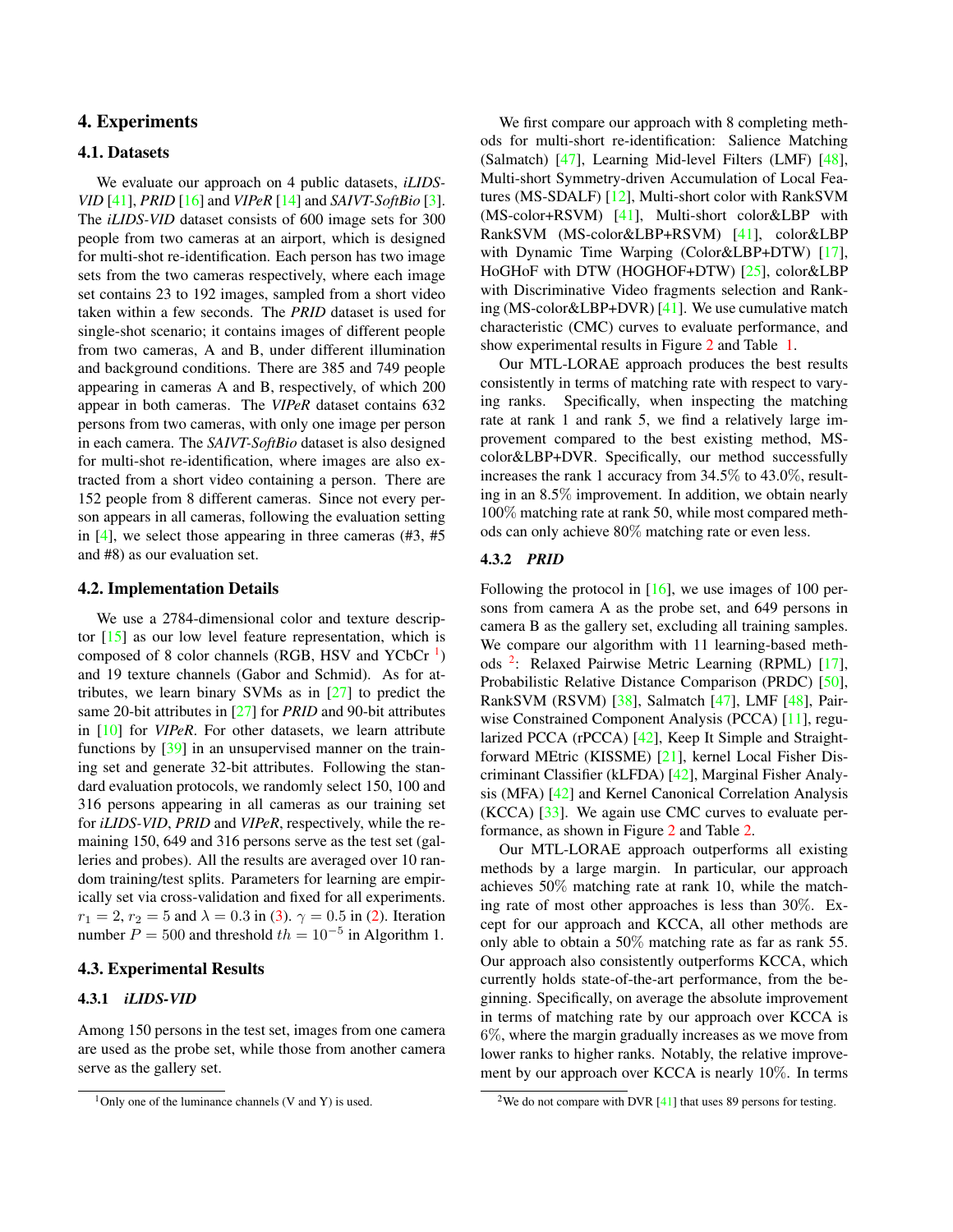## 4. Experiments

### 4.1. Datasets

We evaluate our approach on 4 public datasets, *iLIDS-VID* [41], *PRID* [16] and *VIPeR* [14] and *SAIVT-SoftBio* [3]. The *iLIDS-VID* dataset consists of 600 image sets for 300 people from two cameras at an airport, which is designed for multi-shot re-identification. Each person has two image sets from the two cameras respectively, where each image set contains 23 to 192 images, sampled from a short video taken within a few seconds. The *PRID* dataset is used for single-shot scenario; it contains images of different people from two cameras, A and B, under different illumination and background conditions. There are 385 and 749 people appearing in cameras A and B, respectively, of which 200 appear in both cameras. The *VIPeR* dataset contains 632 persons from two cameras, with only one image per person in each camera. The *SAIVT-SoftBio* dataset is also designed for multi-shot re-identification, where images are also extracted from a short video containing a person. There are 152 people from 8 different cameras. Since not every person appears in all cameras, following the evaluation setting in [4], we select those appearing in three cameras (#3, #5 and #8) as our evaluation set.

### 4.2. Implementation Details

We use a 2784-dimensional color and texture descriptor [15] as our low level feature representation, which is composed of 8 color channels (RGB, HSV and YCbCr [1]) and 19 texture channels (Gabor and Schmid). As for attributes, we learn binary SVMs as in [27] to predict the same 20-bit attributes in [27] for *PRID* and 90-bit attributes in [10] for *VIPeR*. For other datasets, we learn attribute functions by [39] in an unsupervised manner on the training set and generate 32-bit attributes. Following the standard evaluation protocols, we randomly select 150, 100 and 316 persons appearing in all cameras as our training set for *iLIDS-VID*, *PRID* and *VIPeR*, respectively, while the remaining 150, 649 and 316 persons serve as the test set (galleries and probes). All the results are averaged over 10 random training/test splits. Parameters for learning are empirically set via cross-validation and fixed for all experiments. $r_1 = 2$, $r_2 = 5$ and $\lambda = 0.3$ in (3). $\gamma = 0.5$ in (2). Iteration number $P = 500$ and threshold $th = 10^{-5}$ in Algorithm 1.

### 4.3. Experimental Results

#### 4.3.1 *iLIDS-VID*

Among 150 persons in the test set, images from one camera are used as the probe set, while those from another camera serve as the gallery set.

We first compare our approach with 8 completing methods for multi-short re-identification: Salience Matching (Salmatch) [47], Learning Mid-level Filters (LMF) [48], Multi-short Symmetry-driven Accumulation of Local Features (MS-SDALF) [12], Multi-short color with RankSVM (MS-color+RSVM) [41], Multi-short color&LBP with RankSVM (MS-color&LBP+RSVM) [41], color&LBP with Dynamic Time Warping (Color&LBP+DTW) [17], HoGHoF with DTW (HOGHOF+DTW) [25], color&LBP with Discriminative Video fragments selection and Ranking (MS-color&LBP+DVR) [41]. We use cumulative match characteristic (CMC) curves to evaluate performance, and show experimental results in Figure 2 and Table 1.

Our MTL-LORAE approach produces the best results consistently in terms of matching rate with respect to varying ranks. Specifically, when inspecting the matching rate at rank 1 and rank 5, we find a relatively large improvement compared to the best existing method, MS-color&LBP+DVR. Specifically, our method successfully increases the rank 1 accuracy from 34.5% to 43.0%, resulting in an 8.5% improvement. In addition, we obtain nearly 100% matching rate at rank 50, while most compared methods can only achieve 80% matching rate or even less.

#### 4.3.2 *PRID*

Following the protocol in [16], we use images of 100 persons from camera A as the probe set, and 649 persons in camera B as the gallery set, excluding all training samples. We compare our algorithm with 11 learning-based methods [2]: Relaxed Pairwise Metric Learning (RPML) [17], Probabilistic Relative Distance Comparison (PRDC) [50], RankSVM (RSVM) [38], Salmatch [47], LMF [48], Pairwise Constrained Component Analysis (PCCA) [11], regularized PCCA (rPCCA) [42], Keep It Simple and Straightforward MEtric (KISSME) [21], kernel Local Fisher Discriminant Classifier (kLFDA) [42], Marginal Fisher Analysis (MFA) [42] and Kernel Canonical Correlation Analysis (KCCA) [33]. We again use CMC curves to evaluate performance, as shown in Figure 2 and Table 2.

Our MTL-LORAE approach outperforms all existing methods by a large margin. In particular, our approach achieves 50% matching rate at rank 10, while the matching rate of most other approaches is less than 30%. Except for our approach and KCCA, all other methods are only able to obtain a 50% matching rate as far as rank 55. Our approach also consistently outperforms KCCA, which currently holds state-of-the-art performance, from the beginning. Specifically, on average the absolute improvement in terms of matching rate by our approach over KCCA is 6%, where the margin gradually increases as we move from lower ranks to higher ranks. Notably, the relative improvement by our approach over KCCA is nearly 10%. In terms

[1] Only one of the luminance channels (V and Y) is used.

[2] We do not compare with DVR [41] that uses 89 persons for testing.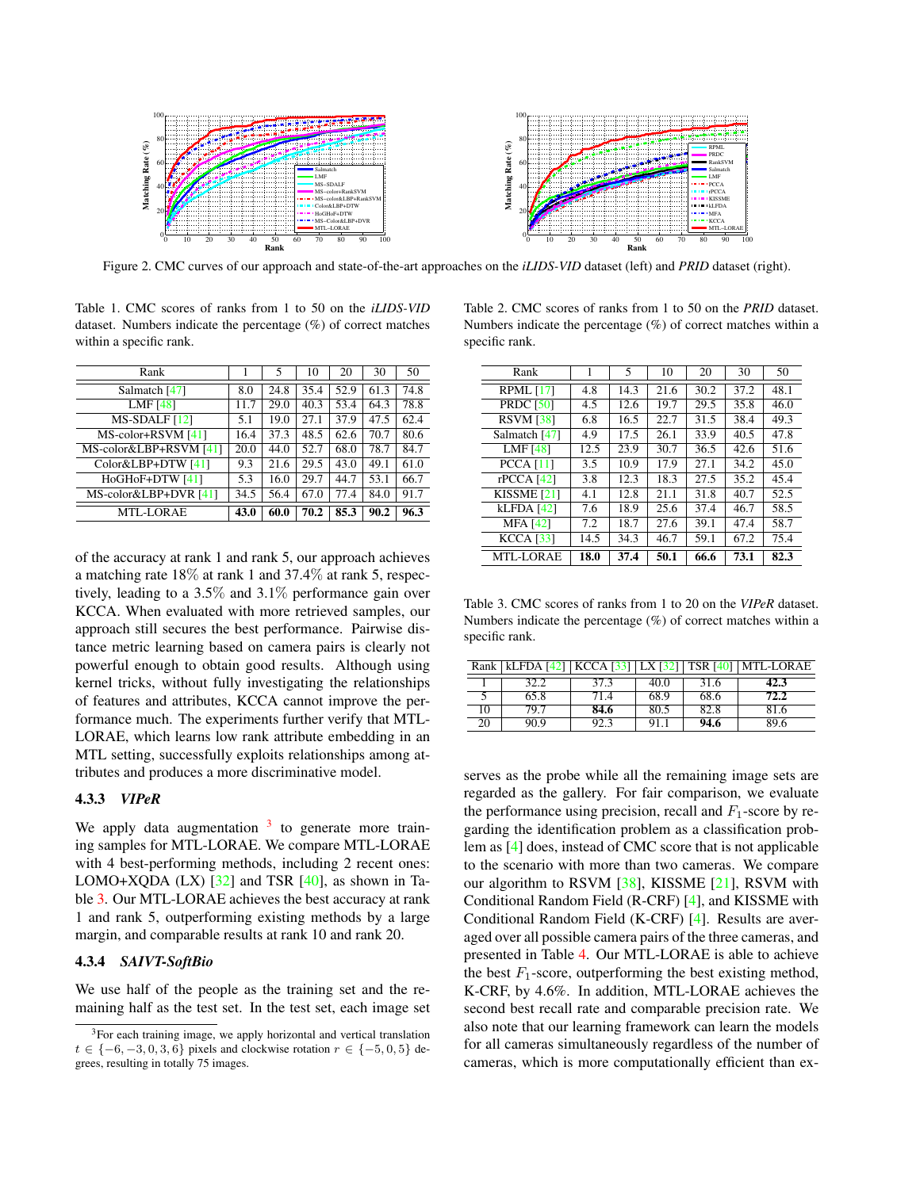Matching Rate (%)
100
80
60
40
20
0
0 10 20 30 40 50 60 70 80 90 100
Rank

Salmatch
LMF
MS–SDALF
MS–color+RankSVM
MS–color&LBP+RankSVM
Color&LBP+DTW
HoGHoF+DTW
MS–Color&LBP+DVR
MTL–LORAE

Matching Rate (%)
100
80
60
40
20
0
0 10 20 30 40 50 60 70 80 90 100
Rank

RPML
PRDC
RankSVM
Salmatch
LMF
PCCA
rPCCA
KISSME
kLFDA
MFA
KCCA
MTL–LORAE

Figure 2. CMC curves of our approach and state-of-the-art approaches on the *iLIDS-VID* dataset (left) and *PRID* dataset (right).

Table 1. CMC scores of ranks from 1 to 50 on the *iLIDS-VID* dataset. Numbers indicate the percentage (%) of correct matches within a specific rank.

| Rank | 1 | 5 | 10 | 20 | 30 | 50 |
|---|---|---|---|---|---|---|
| Salmatch [47] | 8.0 | 24.8 | 35.4 | 52.9 | 61.3 | 74.8 |
| LMF [48] | 11.7 | 29.0 | 40.3 | 53.4 | 64.3 | 78.8 |
| MS-SDALF [12] | 5.1 | 19.0 | 27.1 | 37.9 | 47.5 | 62.4 |
| MS-color+RSVM [41] | 16.4 | 37.3 | 48.5 | 62.6 | 70.7 | 80.6 |
| MS-color&LBP+RSVM [41] | 20.0 | 44.0 | 52.7 | 68.0 | 78.7 | 84.7 |
| Color&LBP+DTW [41] | 9.3 | 21.6 | 29.5 | 43.0 | 49.1 | 61.0 |
| HoGHoF+DTW [41] | 5.3 | 16.0 | 29.7 | 44.7 | 53.1 | 66.7 |
| MS-color&LBP+DVR [41] | 34.5 | 56.4 | 67.0 | 77.4 | 84.0 | 91.7 |
| MTL-LORAE | **43.0** | **60.0** | **70.2** | **85.3** | **90.2** | **96.3** |

Table 2. CMC scores of ranks from 1 to 50 on the *PRID* dataset. Numbers indicate the percentage (%) of correct matches within a specific rank.

| Rank | 1 | 5 | 10 | 20 | 30 | 50 |
|---|---|---|---|---|---|---|
| RPML [17] | 4.8 | 14.3 | 21.6 | 30.2 | 37.2 | 48.1 |
| PRDC [50] | 4.5 | 12.6 | 19.7 | 29.5 | 35.8 | 46.0 |
| RSVM [38] | 6.8 | 16.5 | 22.7 | 31.5 | 38.4 | 49.3 |
| Salmatch [47] | 4.9 | 17.5 | 26.1 | 33.9 | 40.5 | 47.8 |
| LMF [48] | 12.5 | 23.9 | 30.7 | 36.5 | 42.6 | 51.6 |
| PCCA [11] | 3.5 | 10.9 | 17.9 | 27.1 | 34.2 | 45.0 |
| rPCCA [42] | 3.8 | 12.3 | 18.3 | 27.5 | 35.2 | 45.4 |
| KISSME [21] | 4.1 | 12.8 | 21.1 | 31.8 | 40.7 | 52.5 |
| kLFDA [42] | 7.6 | 18.9 | 25.6 | 37.4 | 46.7 | 58.5 |
| MFA [42] | 7.2 | 18.7 | 27.6 | 39.1 | 47.4 | 58.7 |
| KCCA [33] | 14.5 | 34.3 | 46.7 | 59.1 | 67.2 | 75.4 |
| MTL-LORAE | **18.0** | **37.4** | **50.1** | **66.6** | **73.1** | **82.3** |

Table 3. CMC scores of ranks from 1 to 20 on the *VIPeR* dataset. Numbers indicate the percentage (%) of correct matches within a specific rank.

| Rank | kLFDA [42] | KCCA [33] | LX [32] | TSR [40] | MTL-LORAE |
|---|---|---|---|---|---|
| 1 | 32.2 | 37.3 | 40.0 | 31.6 | **42.3** |
| 5 | 65.8 | 71.4 | 68.9 | 68.6 | **72.2** |
| 10 | 79.7 | **84.6** | 80.5 | 82.8 | 81.6 |
| 20 | 90.9 | 92.3 | 91.1 | **94.6** | 89.6 |

of the accuracy at rank 1 and rank 5, our approach achieves a matching rate 18% at rank 1 and 37.4% at rank 5, respectively, leading to a 3.5% and 3.1% performance gain over KCCA. When evaluated with more retrieved samples, our approach still secures the best performance. Pairwise distance metric learning based on camera pairs is clearly not powerful enough to obtain good results. Although using kernel tricks, without fully investigating the relationships of features and attributes, KCCA cannot improve the performance much. The experiments further verify that MTL-LORAE, which learns low rank attribute embedding in an MTL setting, successfully exploits relationships among attributes and produces a more discriminative model.

#### 4.3.3 *VIPeR*

We apply data augmentation [3] to generate more training samples for MTL-LORAE. We compare MTL-LORAE with 4 best-performing methods, including 2 recent ones: LOMO+XQDA (LX) [32] and TSR [40], as shown in Table 3. Our MTL-LORAE achieves the best accuracy at rank 1 and rank 5, outperforming existing methods by a large margin, and comparable results at rank 10 and rank 20.

#### 4.3.4 *SAIVT-SoftBio*

We use half of the people as the training set and the remaining half as the test set. In the test set, each image set serves as the probe while all the remaining image sets are regarded as the gallery. For fair comparison, we evaluate the performance using precision, recall and $F_1$-score by regarding the identification problem as a classification problem as [4] does, instead of CMC score that is not applicable to the scenario with more than two cameras. We compare our algorithm to RSVM [38], KISSME [21], RSVM with Conditional Random Field (R-CRF) [4], and KISSME with Conditional Random Field (K-CRF) [4]. Results are averaged over all possible camera pairs of the three cameras, and presented in Table 4. Our MTL-LORAE is able to achieve the best $F_1$-score, outperforming the best existing method, K-CRF, by 4.6%. In addition, MTL-LORAE achieves the second best recall rate and comparable precision rate. We also note that our learning framework can learn the models for all cameras simultaneously regardless of the number of cameras, which is more computationally efficient than ex-

[3] For each training image, we apply horizontal and vertical translation $t \in \{-6, -3, 0, 3, 6\}$ pixels and clockwise rotation $r \in \{-5, 0, 5\}$ degrees, resulting in totally 75 images.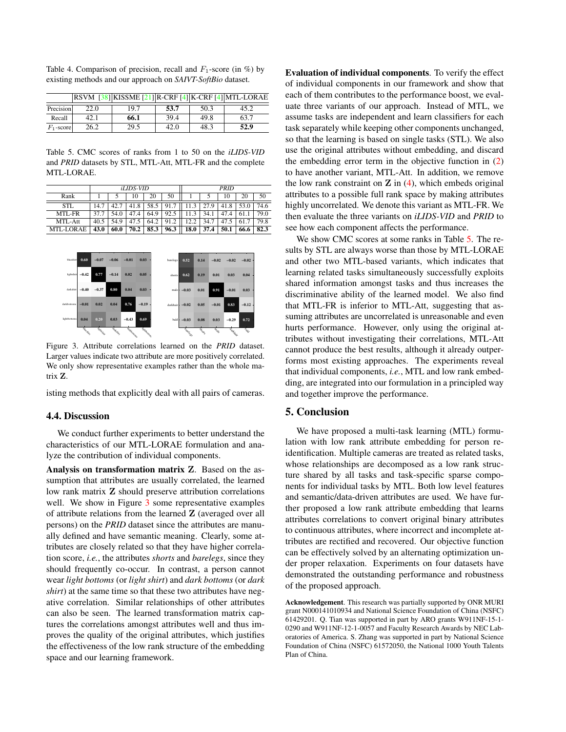Table 4. Comparison of precision, recall and $F_1$-score (in %) by existing methods and our approach on *SAIVT-SoftBio* dataset.

| | RSVM [38] | KISSME [21] | R-CRF [4] | K-CRF [4] | MTL-LORAE |
|---|---|---|---|---|---|
| Precision | 22.0 | 19.7 | **53.7** | 50.3 | 45.2 |
| Recall | 42.1 | **66.1** | 39.4 | 49.8 | 63.7 |
| $F_1$-score | 26.2 | 29.5 | 42.0 | 48.3 | **52.9** |

Table 5. CMC scores of ranks from 1 to 50 on the *iLIDS-VID* and *PRID* datasets by STL, MTL-Att, MTL-FR and the complete MTL-LORAE.

| | *iLIDS-VID* | | | | | *PRID* | | | | |
|---|---|---|---|---|---|---|---|---|---|---|
| Rank | 1 | 5 | 10 | 20 | 50 | 1 | 5 | 10 | 20 | 50 |
| STL | 14.7 | 42.7 | 41.8 | 58.5 | 91.7 | 11.3 | 27.9 | 41.8 | 53.0 | 74.6 |
| MTL-FR | 37.7 | 54.0 | 47.4 | 64.9 | 92.5 | 11.3 | 34.1 | 47.4 | 61.1 | 79.0 |
| MTL-Att | 40.5 | 54.9 | 47.5 | 64.2 | 91.2 | 12.2 | 34.7 | 47.5 | 61.7 | 79.8 |
| MTL-LORAE | **43.0** | **60.0** | **70.2** | **85.3** | **96.3** | **18.0** | **37.4** | **50.1** | **66.6** | **82.3** |

blueshirt 0.60 −0.07 −0.06 −0.01 0.03
lightshirt −0.42 0.77 −0.14 0.02 0.05
darkshirt −0.40 −0.37 0.80 0.04 0.03
darkbottoms −0.01 0.02 0.04 0.76 −0.19
lightbottoms 0.04 0.20 0.03 −0.43 0.69
blueshirt lightshirt darkshirt darkbottoms lightbottoms

barelegs 0.52 0.14 −0.02 −0.02 −0.02
shorts 0.62 0.19 0.01 0.03 0.04
male −0.03 0.01 0.91 −0.01 0.03
darkhair −0.02 0.05 −0.01 0.83 −0.12
bald −0.03 0.08 0.03 −0.29 0.72
barelegs shorts male darkhair bald

Figure 3. Attribute correlations learned on the *PRID* dataset. Larger values indicate two attribute are more positively correlated. We only show representative examples rather than the whole matrix $\mathbf{Z}$.

isting methods that explicitly deal with all pairs of cameras.

### 4.4. Discussion

We conduct further experiments to better understand the characteristics of our MTL-LORAE formulation and analyze the contribution of individual components.

**Analysis on transformation matrix $\mathbf{Z}$**. Based on the assumption that attributes are usually correlated, the learned low rank matrix $\mathbf{Z}$ should preserve attribution correlations well. We show in Figure 3 some representative examples of attribute relations from the learned $\mathbf{Z}$ (averaged over all persons) on the *PRID* dataset since the attributes are manually defined and have semantic meaning. Clearly, some attributes are closely related so that they have higher correlation score, *i.e.*, the attributes *shorts* and *barelegs*, since they should frequently co-occur. In contrast, a person cannot wear *light bottoms* (or *light shirt*) and *dark bottoms* (or *dark shirt*) at the same time so that these two attributes have negative correlation. Similar relationships of other attributes can also be seen. The learned transformation matrix captures the correlations amongst attributes well and thus improves the quality of the original attributes, which justifies the effectiveness of the low rank structure of the embedding space and our learning framework.

**Evaluation of individual components**. To verify the effect of individual components in our framework and show that each of them contributes to the performance boost, we evaluate three variants of our approach. Instead of MTL, we assume tasks are independent and learn classifiers for each task separately while keeping other components unchanged, so that the learning is based on single tasks (STL). We also use the original attributes without embedding, and discard the embedding error term in the objective function in (2) to have another variant, MTL-Att. In addition, we remove the low rank constraint on $\mathbf{Z}$ in (4), which embeds original attributes to a possible full rank space by making attributes highly uncorrelated. We denote this variant as MTL-FR. We then evaluate the three variants on *iLIDS-VID* and *PRID* to see how each component affects the performance.

We show CMC scores at some ranks in Table 5. The results by STL are always worse than those by MTL-LORAE and other two MTL-based variants, which indicates that learning related tasks simultaneously successfully exploits shared information amongst tasks and thus increases the discriminative ability of the learned model. We also find that MTL-FR is inferior to MTL-Att, suggesting that assuming attributes are uncorrelated is unreasonable and even hurts performance. However, only using the original attributes without investigating their correlations, MTL-Att cannot produce the best results, although it already outperforms most existing approaches. The experiments reveal that individual components, *i.e.*, MTL and low rank embedding, are integrated into our formulation in a principled way and together improve the performance.

## 5. Conclusion

We have proposed a multi-task learning (MTL) formulation with low rank attribute embedding for person re-identification. Multiple cameras are treated as related tasks, whose relationships are decomposed as a low rank structure shared by all tasks and task-specific sparse components for individual tasks by MTL. Both low level features and semantic/data-driven attributes are used. We have further proposed a low rank attribute embedding that learns attributes correlations to convert original binary attributes to continuous attributes, where incorrect and incomplete attributes are rectified and recovered. Our objective function can be effectively solved by an alternating optimization under proper relaxation. Experiments on four datasets have demonstrated the outstanding performance and robustness of the proposed approach.

**Acknowledgement**. This research was partially supported by ONR MURI grant N000141010934 and National Science Foundation of China (NSFC) 61429201. Q. Tian was supported in part by ARO grants W911NF-15-1-0290 and W911NF-12-1-0057 and Faculty Research Awards by NEC Laboratories of America. S. Zhang was supported in part by National Science Foundation of China (NSFC) 61572050, the National 1000 Youth Talents Plan of China.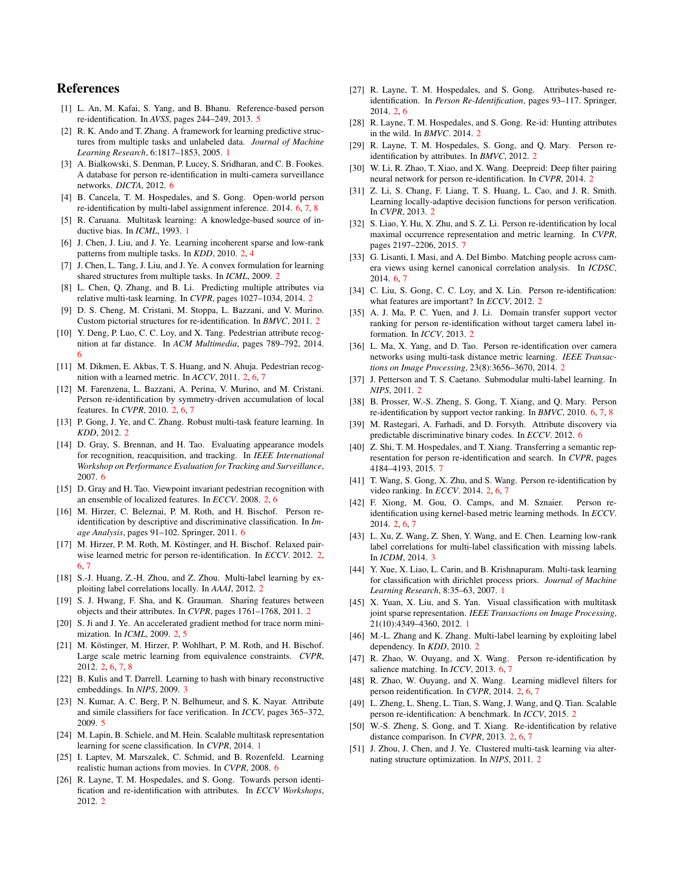# References

[1] L. An, M. Kafai, S. Yang, and B. Bhanu. Reference-based person re-identification. In *AVSS*, pages 244–249, 2013. 5

[2] R. K. Ando and T. Zhang. A framework for learning predictive structures from multiple tasks and unlabeled data. *Journal of Machine Learning Research*, 6:1817–1853, 2005. 1

[3] A. Bialkowski, S. Denman, P. Lucey, S. Sridharan, and C. B. Fookes. A database for person re-identification in multi-camera surveillance networks. *DICTA*, 2012. 6

[4] B. Cancela, T. M. Hospedales, and S. Gong. Open-world person re-identification by multi-label assignment inference. 2014. 6, 7, 8

[5] R. Caruana. Multitask learning: A knowledge-based source of inductive bias. In *ICML*, 1993. 1

[6] J. Chen, J. Liu, and J. Ye. Learning incoherent sparse and low-rank patterns from multiple tasks. In *KDD*, 2010. 2, 4

[7] J. Chen, L. Tang, J. Liu, and J. Ye. A convex formulation for learning shared structures from multiple tasks. In *ICML*, 2009. 2

[8] L. Chen, Q. Zhang, and B. Li. Predicting multiple attributes via relative multi-task learning. In *CVPR*, pages 1027–1034, 2014. 2

[9] D. S. Cheng, M. Cristani, M. Stoppa, L. Bazzani, and V. Murino. Custom pictorial structures for re-identification. In *BMVC*, 2011. 2

[10] Y. Deng, P. Luo, C. C. Loy, and X. Tang. Pedestrian attribute recognition at far distance. In *ACM Multimedia*, pages 789–792, 2014. 6

[11] M. Dikmen, E. Akbas, T. S. Huang, and N. Ahuja. Pedestrian recognition with a learned metric. In *ACCV*, 2011. 2, 6, 7

[12] M. Farenzena, L. Bazzani, A. Perina, V. Murino, and M. Cristani. Person re-identification by symmetry-driven accumulation of local features. In *CVPR*, 2010. 2, 6, 7

[13] P. Gong, J. Ye, and C. Zhang. Robust multi-task feature learning. In *KDD*, 2012. 2

[14] D. Gray, S. Brennan, and H. Tao. Evaluating appearance models for recognition, reacquisition, and tracking. In *IEEE International Workshop on Performance Evaluation for Tracking and Surveillance*, 2007. 6

[15] D. Gray and H. Tao. Viewpoint invariant pedestrian recognition with an ensemble of localized features. In *ECCV*. 2008. 2, 6

[16] M. Hirzer, C. Beleznai, P. M. Roth, and H. Bischof. Person re-identification by descriptive and discriminative classification. In *Image Analysis*, pages 91–102. Springer, 2011. 6

[17] M. Hirzer, P. M. Roth, M. Köstinger, and H. Bischof. Relaxed pairwise learned metric for person re-identification. In *ECCV*. 2012. 2, 6, 7

[18] S.-J. Huang, Z.-H. Zhou, and Z. Zhou. Multi-label learning by exploiting label correlations locally. In *AAAI*, 2012. 2

[19] S. J. Hwang, F. Sha, and K. Grauman. Sharing features between objects and their attributes. In *CVPR*, pages 1761–1768, 2011. 2

[20] S. Ji and J. Ye. An accelerated gradient method for trace norm minimization. In *ICML*, 2009. 2, 5

[21] M. Köstinger, M. Hirzer, P. Wohlhart, P. M. Roth, and H. Bischof. Large scale metric learning from equivalence constraints. *CVPR*, 2012. 2, 6, 7, 8

[22] B. Kulis and T. Darrell. Learning to hash with binary reconstructive embeddings. In *NIPS*, 2009. 3

[23] N. Kumar, A. C. Berg, P. N. Belhumeur, and S. K. Nayar. Attribute and simile classifiers for face verification. In *ICCV*, pages 365–372, 2009. 5

[24] M. Lapin, B. Schiele, and M. Hein. Scalable multitask representation learning for scene classification. In *CVPR*, 2014. 1

[25] I. Laptev, M. Marszalek, C. Schmid, and B. Rozenfeld. Learning realistic human actions from movies. In *CVPR*, 2008. 6

[26] R. Layne, T. M. Hospedales, and S. Gong. Towards person identification and re-identification with attributes. In *ECCV Workshops*, 2012. 2

[27] R. Layne, T. M. Hospedales, and S. Gong. Attributes-based re-identification. In *Person Re-Identification*, pages 93–117. Springer, 2014. 2, 6

[28] R. Layne, T. M. Hospedales, and S. Gong. Re-id: Hunting attributes in the wild. In *BMVC*. 2014. 2

[29] R. Layne, T. M. Hospedales, S. Gong, and Q. Mary. Person re-identification by attributes. In *BMVC*, 2012. 2

[30] W. Li, R. Zhao, T. Xiao, and X. Wang. Deepreid: Deep filter pairing neural network for person re-identification. In *CVPR*, 2014. 2

[31] Z. Li, S. Chang, F. Liang, T. S. Huang, L. Cao, and J. R. Smith. Learning locally-adaptive decision functions for person verification. In *CVPR*, 2013. 2

[32] S. Liao, Y. Hu, X. Zhu, and S. Z. Li. Person re-identification by local maximal occurrence representation and metric learning. In *CVPR*, pages 2197–2206, 2015. 7

[33] G. Lisanti, I. Masi, and A. Del Bimbo. Matching people across camera views using kernel canonical correlation analysis. In *ICDSC*, 2014. 6, 7

[34] C. Liu, S. Gong, C. C. Loy, and X. Lin. Person re-identification: what features are important? In *ECCV*, 2012. 2

[35] A. J. Ma, P. C. Yuen, and J. Li. Domain transfer support vector ranking for person re-identification without target camera label information. In *ICCV*, 2013. 2

[36] L. Ma, X. Yang, and D. Tao. Person re-identification over camera networks using multi-task distance metric learning. *IEEE Transactions on Image Processing*, 23(8):3656–3670, 2014. 2

[37] J. Petterson and T. S. Caetano. Submodular multi-label learning. In *NIPS*, 2011. 2

[38] B. Prosser, W.-S. Zheng, S. Gong, T. Xiang, and Q. Mary. Person re-identification by support vector ranking. In *BMVC*, 2010. 6, 7, 8

[39] M. Rastegari, A. Farhadi, and D. Forsyth. Attribute discovery via predictable discriminative binary codes. In *ECCV*. 2012. 6

[40] Z. Shi, T. M. Hospedales, and T. Xiang. Transferring a semantic representation for person re-identification and search. In *CVPR*, pages 4184–4193, 2015. 7

[41] T. Wang, S. Gong, X. Zhu, and S. Wang. Person re-identification by video ranking. In *ECCV*. 2014. 2, 6, 7

[42] F. Xiong, M. Gou, O. Camps, and M. Sznaier. Person re-identification using kernel-based metric learning methods. In *ECCV*. 2014. 2, 6, 7

[43] L. Xu, Z. Wang, Z. Shen, Y. Wang, and E. Chen. Learning low-rank label correlations for multi-label classification with missing labels. In *ICDM*, 2014. 3

[44] Y. Xue, X. Liao, L. Carin, and B. Krishnapuram. Multi-task learning for classification with dirichlet process priors. *Journal of Machine Learning Research*, 8:35–63, 2007. 1

[45] X. Yuan, X. Liu, and S. Yan. Visual classification with multitask joint sparse representation. *IEEE Transactions on Image Processing*, 21(10):4349–4360, 2012. 1

[46] M.-L. Zhang and K. Zhang. Multi-label learning by exploiting label dependency. In *KDD*, 2010. 2

[47] R. Zhao, W. Ouyang, and X. Wang. Person re-identification by salience matching. In *ICCV*, 2013. 6, 7

[48] R. Zhao, W. Ouyang, and X. Wang. Learning midlevel filters for person reidentification. In *CVPR*, 2014. 2, 6, 7

[49] L. Zheng, L. Sheng, L. Tian, S. Wang, J. Wang, and Q. Tian. Scalable person re-identification: A benchmark. In *ICCV*, 2015. 2

[50] W.-S. Zheng, S. Gong, and T. Xiang. Re-identification by relative distance comparison. In *CVPR*, 2013. 2, 6, 7

[51] J. Zhou, J. Chen, and J. Ye. Clustered multi-task learning via alternating structure optimization. In *NIPS*, 2011. 2